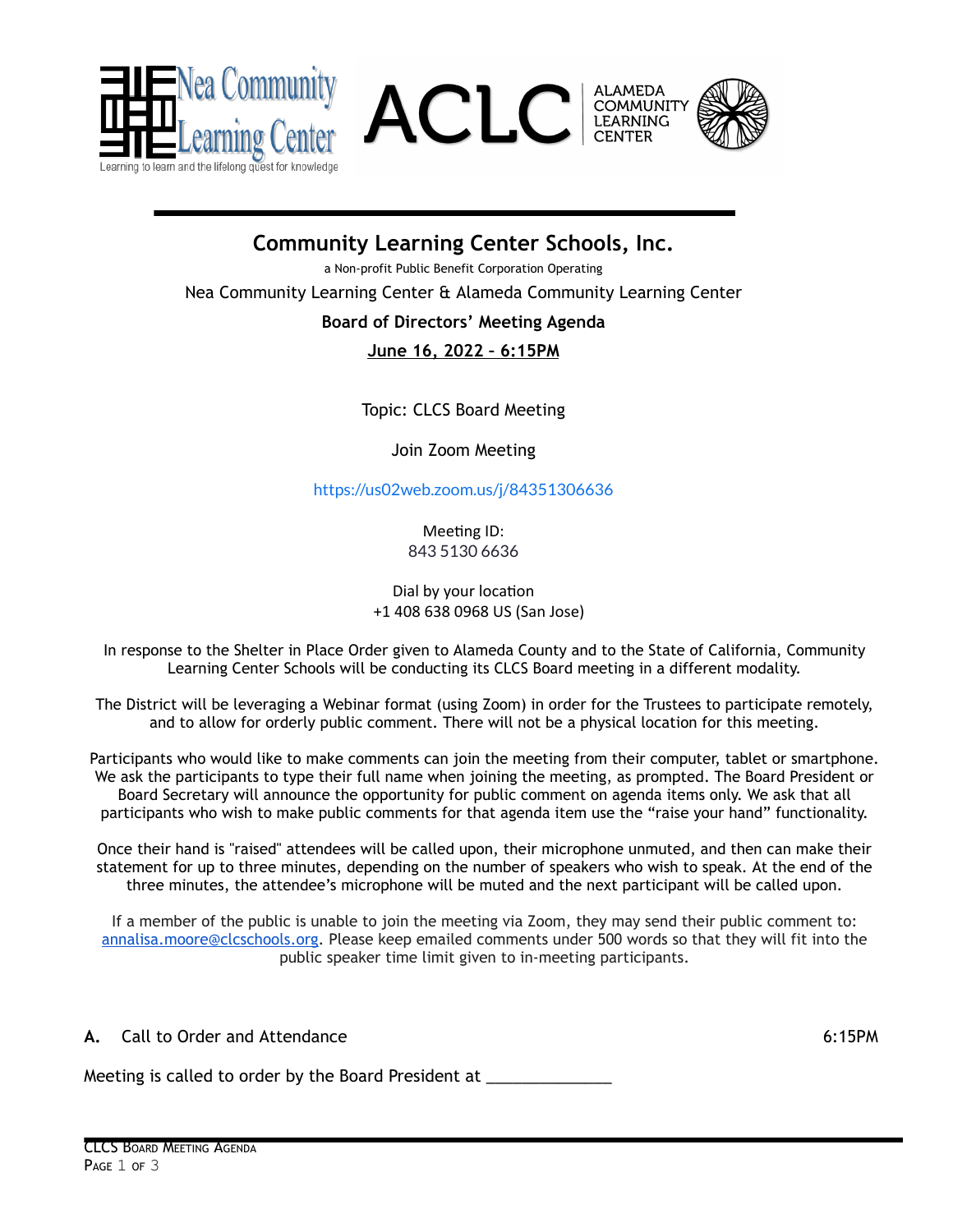Nea Community Learning Center
Learning to learn and the lifelong quest for knowledge

ACLC ALAMEDA COMMUNITY LEARNING CENTER

# Community Learning Center Schools, Inc.

a Non-profit Public Benefit Corporation Operating

Nea Community Learning Center & Alameda Community Learning Center

**Board of Directors' Meeting Agenda**

**June 16, 2022 – 6:15PM**

Topic: CLCS Board Meeting

Join Zoom Meeting

https://us02web.zoom.us/j/84351306636

Meeting ID:
843 5130 6636

Dial by your location
+1 408 638 0968 US (San Jose)

In response to the Shelter in Place Order given to Alameda County and to the State of California, Community Learning Center Schools will be conducting its CLCS Board meeting in a different modality.

The District will be leveraging a Webinar format (using Zoom) in order for the Trustees to participate remotely, and to allow for orderly public comment. There will not be a physical location for this meeting.

Participants who would like to make comments can join the meeting from their computer, tablet or smartphone. We ask the participants to type their full name when joining the meeting, as prompted. The Board President or Board Secretary will announce the opportunity for public comment on agenda items only. We ask that all participants who wish to make public comments for that agenda item use the "raise your hand" functionality.

Once their hand is "raised" attendees will be called upon, their microphone unmuted, and then can make their statement for up to three minutes, depending on the number of speakers who wish to speak. At the end of the three minutes, the attendee's microphone will be muted and the next participant will be called upon.

If a member of the public is unable to join the meeting via Zoom, they may send their public comment to: annalisa.moore@clcschools.org. Please keep emailed comments under 500 words so that they will fit into the public speaker time limit given to in-meeting participants.

**A.** Call to Order and Attendance 6:15PM

Meeting is called to order by the Board President at ______________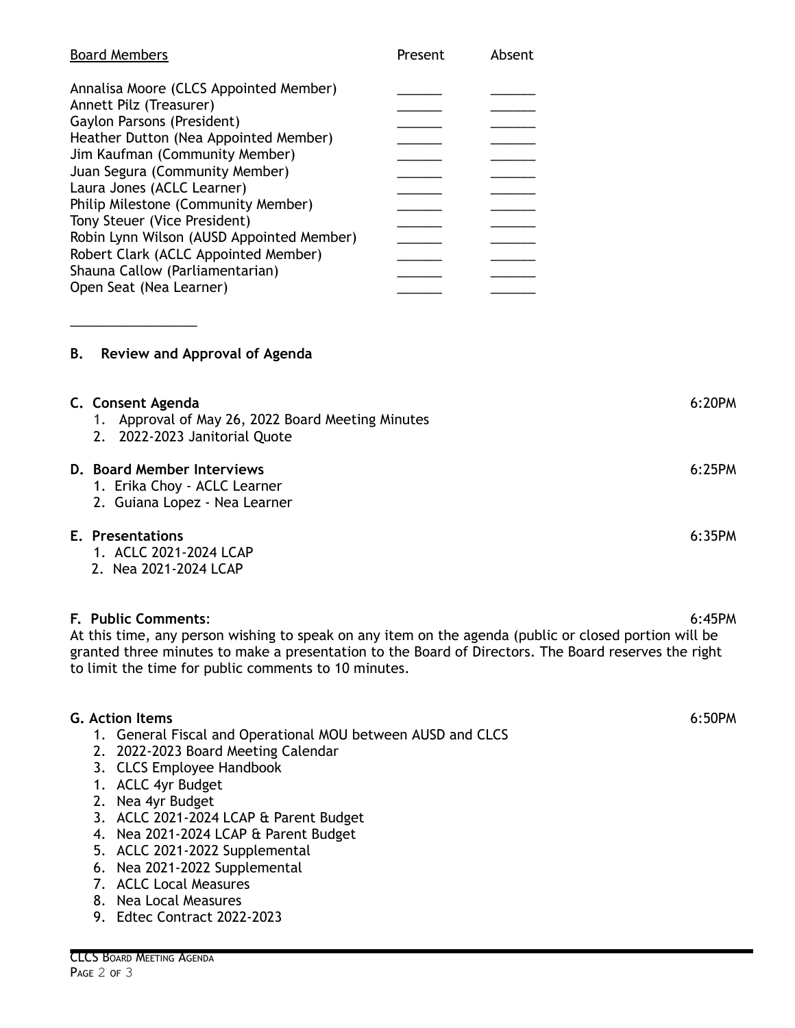| Board Members | Present | Absent |
|---|---|---|
| Annalisa Moore (CLCS Appointed Member) | ______ | ______ |
| Annett Pilz (Treasurer) | ______ | ______ |
| Gaylon Parsons (President) | ______ | ______ |
| Heather Dutton (Nea Appointed Member) | ______ | ______ |
| Jim Kaufman (Community Member) | ______ | ______ |
| Juan Segura (Community Member) | ______ | ______ |
| Laura Jones (ACLC Learner) | ______ | ______ |
| Philip Milestone (Community Member) | ______ | ______ |
| Tony Steuer (Vice President) | ______ | ______ |
| Robin Lynn Wilson (AUSD Appointed Member) | ______ | ______ |
| Robert Clark (ACLC Appointed Member) | ______ | ______ |
| Shauna Callow (Parliamentarian) | ______ | ______ |
| Open Seat (Nea Learner) | ______ | ______ |

_________________

**B. Review and Approval of Agenda**

**C. Consent Agenda** 6:20PM

1. Approval of May 26, 2022 Board Meeting Minutes
2. 2022-2023 Janitorial Quote

**D. Board Member Interviews** 6:25PM

1. Erika Choy - ACLC Learner
2. Guiana Lopez - Nea Learner

**E. Presentations** 6:35PM

1. ACLC 2021-2024 LCAP
2. Nea 2021-2024 LCAP

**F. Public Comments**: 6:45PM

At this time, any person wishing to speak on any item on the agenda (public or closed portion will be granted three minutes to make a presentation to the Board of Directors. The Board reserves the right to limit the time for public comments to 10 minutes.

**G. Action Items** 6:50PM

1. General Fiscal and Operational MOU between AUSD and CLCS
2. 2022-2023 Board Meeting Calendar
3. CLCS Employee Handbook
1. ACLC 4yr Budget
2. Nea 4yr Budget
3. ACLC 2021-2024 LCAP & Parent Budget
4. Nea 2021-2024 LCAP & Parent Budget
5. ACLC 2021-2022 Supplemental
6. Nea 2021-2022 Supplemental
7. ACLC Local Measures
8. Nea Local Measures
9. Edtec Contract 2022-2023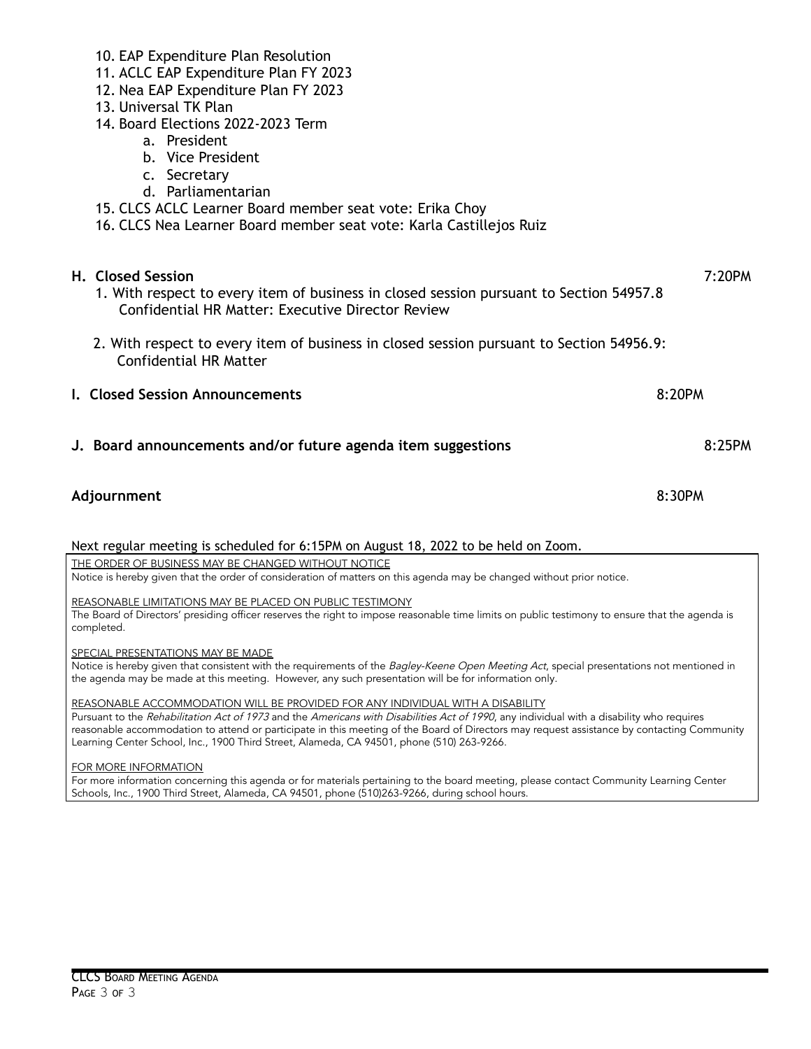10. EAP Expenditure Plan Resolution
11. ACLC EAP Expenditure Plan FY 2023
12. Nea EAP Expenditure Plan FY 2023
13. Universal TK Plan
14. Board Elections 2022-2023 Term
    a. President
    b. Vice President
    c. Secretary
    d. Parliamentarian
15. CLCS ACLC Learner Board member seat vote: Erika Choy
16. CLCS Nea Learner Board member seat vote: Karla Castillejos Ruiz

**H. Closed Session** 7:20PM

1. With respect to every item of business in closed session pursuant to Section 54957.8
   Confidential HR Matter: Executive Director Review

2. With respect to every item of business in closed session pursuant to Section 54956.9:
   Confidential HR Matter

**I. Closed Session Announcements** 8:20PM

**J. Board announcements and/or future agenda item suggestions** 8:25PM

**Adjournment** 8:30PM

Next regular meeting is scheduled for 6:15PM on August 18, 2022 to be held on Zoom.

THE ORDER OF BUSINESS MAY BE CHANGED WITHOUT NOTICE
Notice is hereby given that the order of consideration of matters on this agenda may be changed without prior notice.

REASONABLE LIMITATIONS MAY BE PLACED ON PUBLIC TESTIMONY
The Board of Directors' presiding officer reserves the right to impose reasonable time limits on public testimony to ensure that the agenda is completed.

SPECIAL PRESENTATIONS MAY BE MADE
Notice is hereby given that consistent with the requirements of the *Bagley-Keene Open Meeting Act*, special presentations not mentioned in the agenda may be made at this meeting. However, any such presentation will be for information only.

REASONABLE ACCOMMODATION WILL BE PROVIDED FOR ANY INDIVIDUAL WITH A DISABILITY
Pursuant to the *Rehabilitation Act of 1973* and the *Americans with Disabilities Act of 1990*, any individual with a disability who requires reasonable accommodation to attend or participate in this meeting of the Board of Directors may request assistance by contacting Community Learning Center School, Inc., 1900 Third Street, Alameda, CA 94501, phone (510) 263-9266.

FOR MORE INFORMATION
For more information concerning this agenda or for materials pertaining to the board meeting, please contact Community Learning Center Schools, Inc., 1900 Third Street, Alameda, CA 94501, phone (510)263-9266, during school hours.